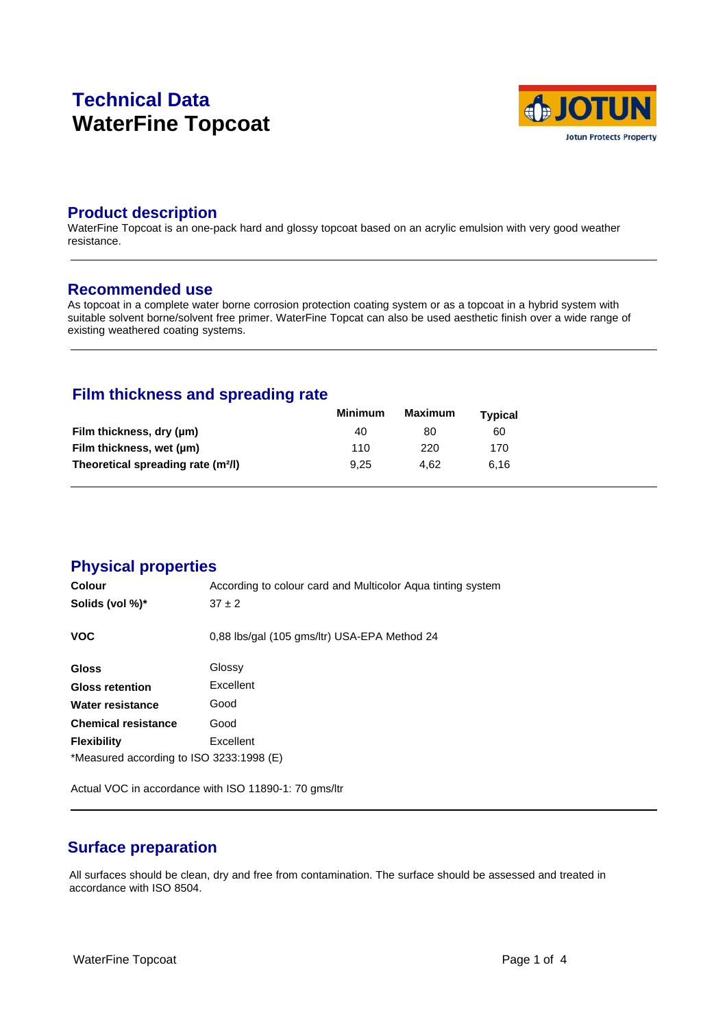# Technical Data
# WaterFine Topcoat

## Product description

WaterFine Topcoat is an one-pack hard and glossy topcoat based on an acrylic emulsion with very good weather resistance.

## Recommended use

As topcoat in a complete water borne corrosion protection coating system or as a topcoat in a hybrid system with suitable solvent borne/solvent free primer. WaterFine Topcat can also be used aesthetic finish over a wide range of existing weathered coating systems.

## Film thickness and spreading rate

| | Minimum | Maximum | Typical |
|---|---|---|---|
| **Film thickness, dry (µm)** | 40 | 80 | 60 |
| **Film thickness, wet (µm)** | 110 | 220 | 170 |
| **Theoretical spreading rate (m²/l)** | 9,25 | 4,62 | 6,16 |

## Physical properties

| | |
|---|---|
| **Colour** | According to colour card and Multicolor Aqua tinting system |
| **Solids (vol %)*** | 37 ± 2 |
| **VOC** | 0,88 lbs/gal (105 gms/ltr) USA-EPA Method 24 |
| **Gloss** | Glossy |
| **Gloss retention** | Excellent |
| **Water resistance** | Good |
| **Chemical resistance** | Good |
| **Flexibility** | Excellent |

*Measured according to ISO 3233:1998 (E)

Actual VOC in accordance with ISO 11890-1: 70 gms/ltr

## Surface preparation

All surfaces should be clean, dry and free from contamination. The surface should be assessed and treated in accordance with ISO 8504.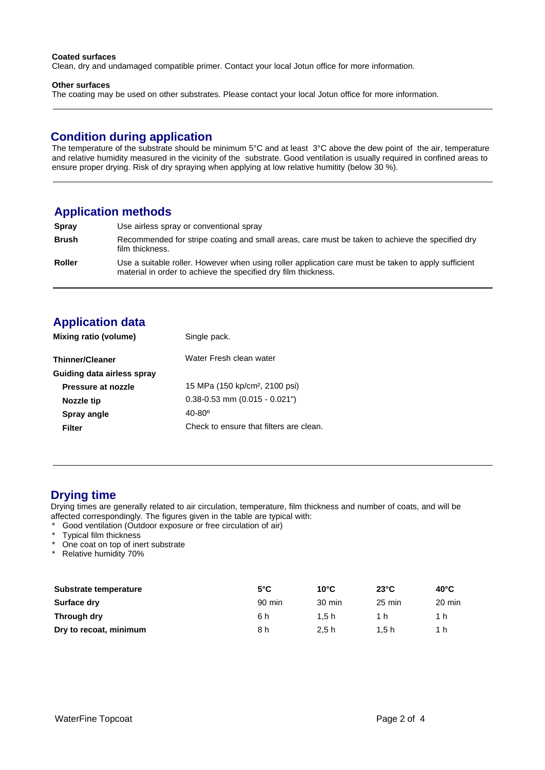**Coated surfaces**
Clean, dry and undamaged compatible primer. Contact your local Jotun office for more information.

**Other surfaces**
The coating may be used on other substrates. Please contact your local Jotun office for more information.

## Condition during application

The temperature of the substrate should be minimum 5°C and at least 3°C above the dew point of the air, temperature and relative humidity measured in the vicinity of the substrate. Good ventilation is usually required in confined areas to ensure proper drying. Risk of dry spraying when applying at low relative humitity (below 30 %).

## Application methods

| | |
|---|---|
| **Spray** | Use airless spray or conventional spray |
| **Brush** | Recommended for stripe coating and small areas, care must be taken to achieve the specified dry film thickness. |
| **Roller** | Use a suitable roller. However when using roller application care must be taken to apply sufficient material in order to achieve the specified dry film thickness. |

## Application data

| | |
|---|---|
| **Mixing ratio (volume)** | Single pack. |
| **Thinner/Cleaner** | Water Fresh clean water |
| **Guiding data airless spray** | |
| **Pressure at nozzle** | 15 MPa (150 kp/cm², 2100 psi) |
| **Nozzle tip** | 0.38-0.53 mm (0.015 - 0.021") |
| **Spray angle** | 40-80º |
| **Filter** | Check to ensure that filters are clean. |

## Drying time

Drying times are generally related to air circulation, temperature, film thickness and number of coats, and will be affected correspondingly. The figures given in the table are typical with:

* Good ventilation (Outdoor exposure or free circulation of air)
* Typical film thickness
* One coat on top of inert substrate
* Relative humidity 70%

| Substrate temperature | 5°C | 10°C | 23°C | 40°C |
|---|---|---|---|---|
| **Surface dry** | 90 min | 30 min | 25 min | 20 min |
| **Through dry** | 6 h | 1,5 h | 1 h | 1 h |
| **Dry to recoat, minimum** | 8 h | 2,5 h | 1,5 h | 1 h |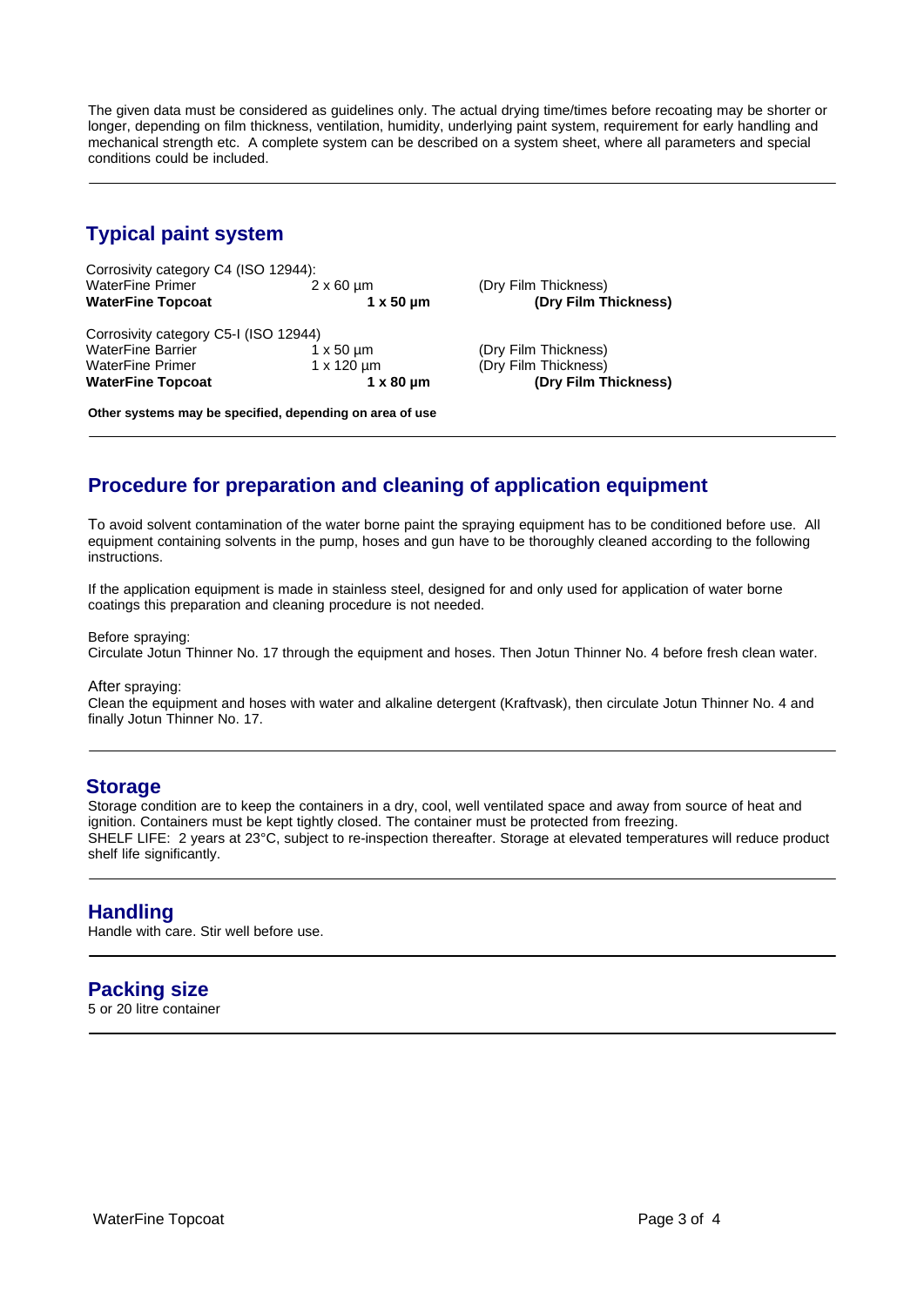The given data must be considered as guidelines only. The actual drying time/times before recoating may be shorter or longer, depending on film thickness, ventilation, humidity, underlying paint system, requirement for early handling and mechanical strength etc. A complete system can be described on a system sheet, where all parameters and special conditions could be included.

## Typical paint system

Corrosivity category C4 (ISO 12944):

| | | |
|---|---|---|
| WaterFine Primer | 2 x 60 µm | (Dry Film Thickness) |
| **WaterFine Topcoat** | **1 x 50 µm** | **(Dry Film Thickness)** |

Corrosivity category C5-I (ISO 12944)

| | | |
|---|---|---|
| WaterFine Barrier | 1 x 50 µm | (Dry Film Thickness) |
| WaterFine Primer | 1 x 120 µm | (Dry Film Thickness) |
| **WaterFine Topcoat** | **1 x 80 µm** | **(Dry Film Thickness)** |

**Other systems may be specified, depending on area of use**

## Procedure for preparation and cleaning of application equipment

To avoid solvent contamination of the water borne paint the spraying equipment has to be conditioned before use. All equipment containing solvents in the pump, hoses and gun have to be thoroughly cleaned according to the following instructions.

If the application equipment is made in stainless steel, designed for and only used for application of water borne coatings this preparation and cleaning procedure is not needed.

Before spraying:
Circulate Jotun Thinner No. 17 through the equipment and hoses. Then Jotun Thinner No. 4 before fresh clean water.

After spraying:
Clean the equipment and hoses with water and alkaline detergent (Kraftvask), then circulate Jotun Thinner No. 4 and finally Jotun Thinner No. 17.

## Storage

Storage condition are to keep the containers in a dry, cool, well ventilated space and away from source of heat and ignition. Containers must be kept tightly closed. The container must be protected from freezing.
SHELF LIFE: 2 years at 23°C, subject to re-inspection thereafter. Storage at elevated temperatures will reduce product shelf life significantly.

## Handling

Handle with care. Stir well before use.

## Packing size

5 or 20 litre container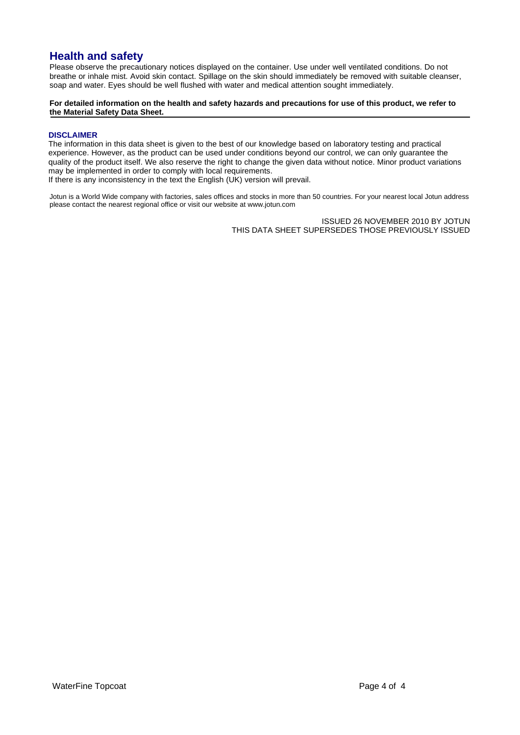## Health and safety

Please observe the precautionary notices displayed on the container. Use under well ventilated conditions. Do not breathe or inhale mist. Avoid skin contact. Spillage on the skin should immediately be removed with suitable cleanser, soap and water. Eyes should be well flushed with water and medical attention sought immediately.

**For detailed information on the health and safety hazards and precautions for use of this product, we refer to the Material Safety Data Sheet.**

### DISCLAIMER

The information in this data sheet is given to the best of our knowledge based on laboratory testing and practical experience. However, as the product can be used under conditions beyond our control, we can only guarantee the quality of the product itself. We also reserve the right to change the given data without notice. Minor product variations may be implemented in order to comply with local requirements.
If there is any inconsistency in the text the English (UK) version will prevail.

Jotun is a World Wide company with factories, sales offices and stocks in more than 50 countries. For your nearest local Jotun address please contact the nearest regional office or visit our website at www.jotun.com

ISSUED 26 NOVEMBER 2010 BY JOTUN
THIS DATA SHEET SUPERSEDES THOSE PREVIOUSLY ISSUED